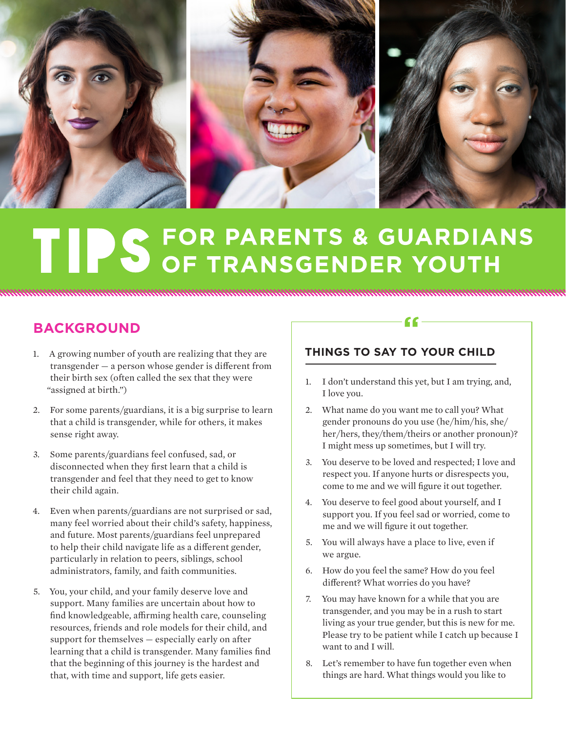# TIPS FOR PARENTS & GUARDIANS OF TRANSGENDER YOUTH

## BACKGROUND

1. A growing number of youth are realizing that they are transgender — a person whose gender is different from their birth sex (often called the sex that they were "assigned at birth.")

2. For some parents/guardians, it is a big surprise to learn that a child is transgender, while for others, it makes sense right away.

3. Some parents/guardians feel confused, sad, or disconnected when they first learn that a child is transgender and feel that they need to get to know their child again.

4. Even when parents/guardians are not surprised or sad, many feel worried about their child's safety, happiness, and future. Most parents/guardians feel unprepared to help their child navigate life as a different gender, particularly in relation to peers, siblings, school administrators, family, and faith communities.

5. You, your child, and your family deserve love and support. Many families are uncertain about how to find knowledgeable, affirming health care, counseling resources, friends and role models for their child, and support for themselves — especially early on after learning that a child is transgender. Many families find that the beginning of this journey is the hardest and that, with time and support, life gets easier.

### THINGS TO SAY TO YOUR CHILD

1. I don't understand this yet, but I am trying, and, I love you.

2. What name do you want me to call you? What gender pronouns do you use (he/him/his, she/her/hers, they/them/theirs or another pronoun)? I might mess up sometimes, but I will try.

3. You deserve to be loved and respected; I love and respect you. If anyone hurts or disrespects you, come to me and we will figure it out together.

4. You deserve to feel good about yourself, and I support you. If you feel sad or worried, come to me and we will figure it out together.

5. You will always have a place to live, even if we argue.

6. How do you feel the same? How do you feel different? What worries do you have?

7. You may have known for a while that you are transgender, and you may be in a rush to start living as your true gender, but this is new for me. Please try to be patient while I catch up because I want to and I will.

8. Let's remember to have fun together even when things are hard. What things would you like to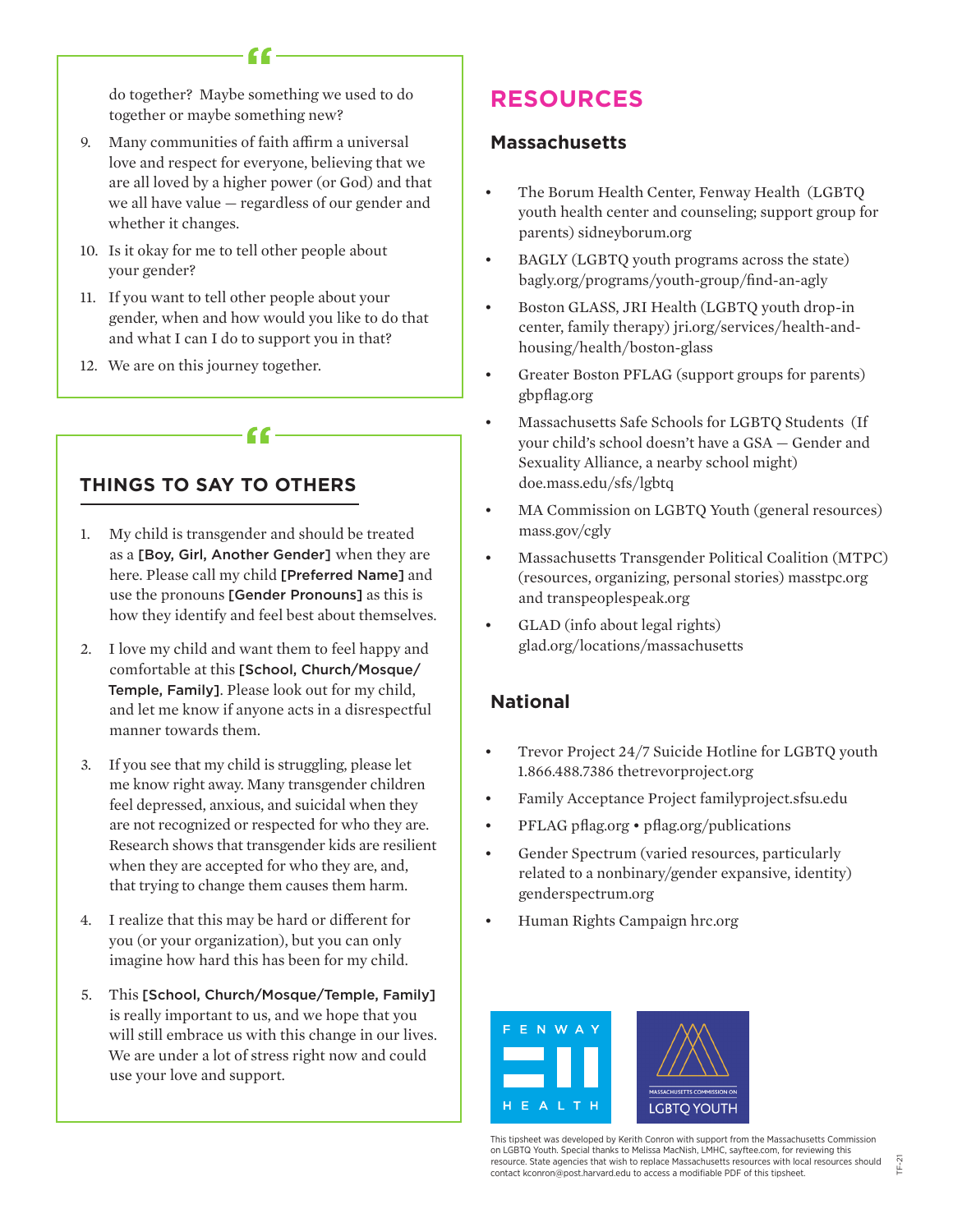do together? Maybe something we used to do together or maybe something new?

9. Many communities of faith affirm a universal love and respect for everyone, believing that we are all loved by a higher power (or God) and that we all have value — regardless of our gender and whether it changes.
10. Is it okay for me to tell other people about your gender?
11. If you want to tell other people about your gender, when and how would you like to do that and what I can I do to support you in that?
12. We are on this journey together.

## THINGS TO SAY TO OTHERS

1. My child is transgender and should be treated as a [Boy, Girl, Another Gender] when they are here. Please call my child [Preferred Name] and use the pronouns [Gender Pronouns] as this is how they identify and feel best about themselves.
2. I love my child and want them to feel happy and comfortable at this [School, Church/Mosque/Temple, Family]. Please look out for my child, and let me know if anyone acts in a disrespectful manner towards them.
3. If you see that my child is struggling, please let me know right away. Many transgender children feel depressed, anxious, and suicidal when they are not recognized or respected for who they are. Research shows that transgender kids are resilient when they are accepted for who they are, and, that trying to change them causes them harm.
4. I realize that this may be hard or different for you (or your organization), but you can only imagine how hard this has been for my child.
5. This [School, Church/Mosque/Temple, Family] is really important to us, and we hope that you will still embrace us with this change in our lives. We are under a lot of stress right now and could use your love and support.

# RESOURCES

## Massachusetts

- The Borum Health Center, Fenway Health (LGBTQ youth health center and counseling; support group for parents) sidneyborum.org
- BAGLY (LGBTQ youth programs across the state) bagly.org/programs/youth-group/find-an-agly
- Boston GLASS, JRI Health (LGBTQ youth drop-in center, family therapy) jri.org/services/health-and-housing/health/boston-glass
- Greater Boston PFLAG (support groups for parents) gbpflag.org
- Massachusetts Safe Schools for LGBTQ Students (If your child's school doesn't have a GSA — Gender and Sexuality Alliance, a nearby school might) doe.mass.edu/sfs/lgbtq
- MA Commission on LGBTQ Youth (general resources) mass.gov/cgly
- Massachusetts Transgender Political Coalition (MTPC) (resources, organizing, personal stories) masstpc.org and transpeoplespeak.org
- GLAD (info about legal rights) glad.org/locations/massachusetts

## National

- Trevor Project 24/7 Suicide Hotline for LGBTQ youth 1.866.488.7386 thetrevorproject.org
- Family Acceptance Project familyproject.sfsu.edu
- PFLAG pflag.org • pflag.org/publications
- Gender Spectrum (varied resources, particularly related to a nonbinary/gender expansive, identity) genderspectrum.org
- Human Rights Campaign hrc.org

FENWAY HEALTH

MASSACHUSETTS COMMISSION ON LGBTQ YOUTH

This tipsheet was developed by Kerith Conron with support from the Massachusetts Commission on LGBTQ Youth. Special thanks to Melissa MacNish, LMHC, sayftee.com, for reviewing this resource. State agencies that wish to replace Massachusetts resources with local resources should contact kconron@post.harvard.edu to access a modifiable PDF of this tipsheet.

TF-21